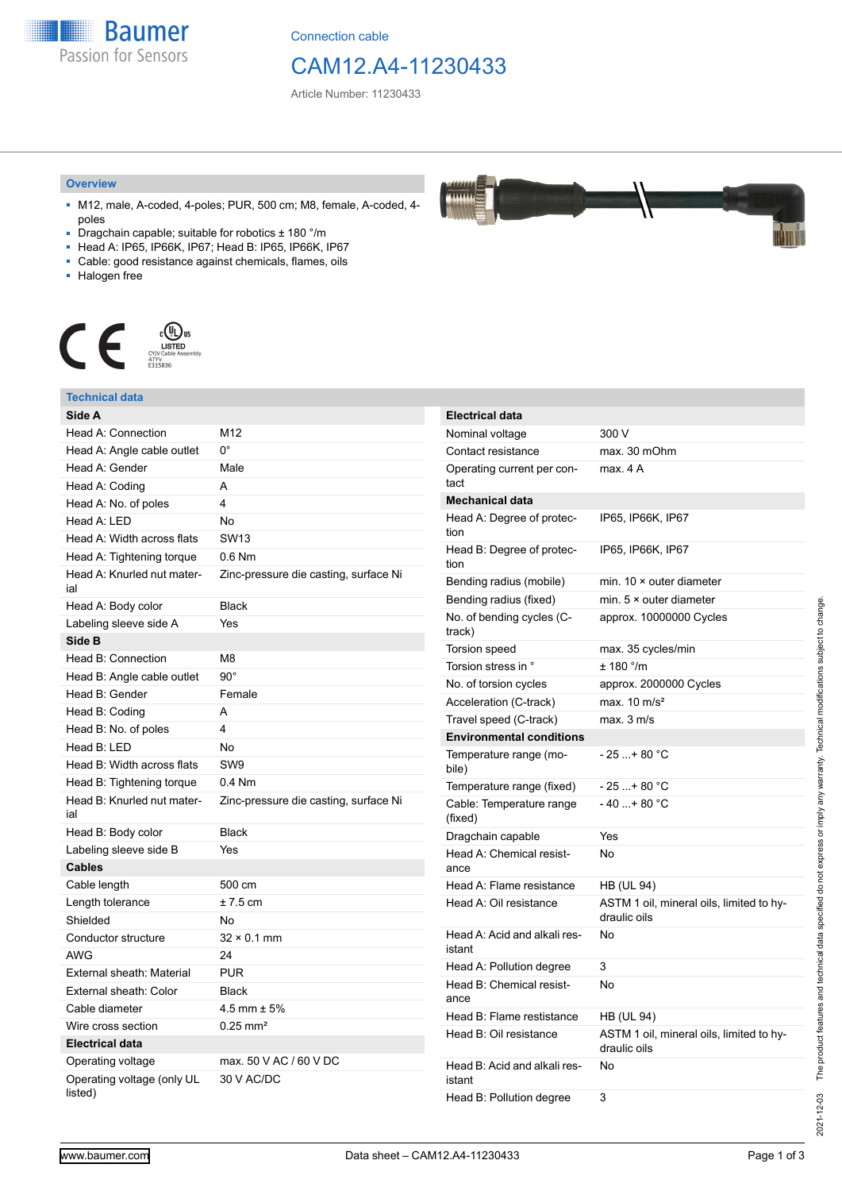Connection cable

# CAM12.A4-11230433

Article Number: 11230433

## Overview

- M12, male, A-coded, 4-poles; PUR, 500 cm; M8, female, A-coded, 4-poles
- Dragchain capable; suitable for robotics ± 180 °/m
- Head A: IP65, IP66K, IP67; Head B: IP65, IP66K, IP67
- Cable: good resistance against chemicals, flames, oils
- Halogen free

LISTED
CYJV Cable Assembly
47YV
E315836

## Technical data

| **Side A** | |
|---|---|
| Head A: Connection | M12 |
| Head A: Angle cable outlet | 0° |
| Head A: Gender | Male |
| Head A: Coding | A |
| Head A: No. of poles | 4 |
| Head A: LED | No |
| Head A: Width across flats | SW13 |
| Head A: Tightening torque | 0.6 Nm |
| Head A: Knurled nut material | Zinc-pressure die casting, surface Ni |
| Head A: Body color | Black |
| Labeling sleeve side A | Yes |
| **Side B** | |
| Head B: Connection | M8 |
| Head B: Angle cable outlet | 90° |
| Head B: Gender | Female |
| Head B: Coding | A |
| Head B: No. of poles | 4 |
| Head B: LED | No |
| Head B: Width across flats | SW9 |
| Head B: Tightening torque | 0.4 Nm |
| Head B: Knurled nut material | Zinc-pressure die casting, surface Ni |
| Head B: Body color | Black |
| Labeling sleeve side B | Yes |
| **Cables** | |
| Cable length | 500 cm |
| Length tolerance | ± 7.5 cm |
| Shielded | No |
| Conductor structure | 32 × 0.1 mm |
| AWG | 24 |
| External sheath: Material | PUR |
| External sheath: Color | Black |
| Cable diameter | 4.5 mm ± 5% |
| Wire cross section | 0.25 mm² |
| **Electrical data** | |
| Operating voltage | max. 50 V AC / 60 V DC |
| Operating voltage (only UL listed) | 30 V AC/DC |

| **Electrical data** | |
|---|---|
| Nominal voltage | 300 V |
| Contact resistance | max. 30 mOhm |
| Operating current per contact | max. 4 A |
| **Mechanical data** | |
| Head A: Degree of protection | IP65, IP66K, IP67 |
| Head B: Degree of protection | IP65, IP66K, IP67 |
| Bending radius (mobile) | min. 10 × outer diameter |
| Bending radius (fixed) | min. 5 × outer diameter |
| No. of bending cycles (C-track) | approx. 10000000 Cycles |
| Torsion speed | max. 35 cycles/min |
| Torsion stress in ° | ± 180 °/m |
| No. of torsion cycles | approx. 2000000 Cycles |
| Acceleration (C-track) | max. 10 m/s² |
| Travel speed (C-track) | max. 3 m/s |
| **Environmental conditions** | |
| Temperature range (mobile) | - 25 ...+ 80 °C |
| Temperature range (fixed) | - 25 ...+ 80 °C |
| Cable: Temperature range (fixed) | - 40 ...+ 80 °C |
| Dragchain capable | Yes |
| Head A: Chemical resistance | No |
| Head A: Flame resistance | HB (UL 94) |
| Head A: Oil resistance | ASTM 1 oil, mineral oils, limited to hydraulic oils |
| Head A: Acid and alkali resistant | No |
| Head A: Pollution degree | 3 |
| Head B: Chemical resistance | No |
| Head B: Flame resistance | HB (UL 94) |
| Head B: Oil resistance | ASTM 1 oil, mineral oils, limited to hydraulic oils |
| Head B: Acid and alkali resistant | No |
| Head B: Pollution degree | 3 |

2021-12-03 The product features and technical data specified do not express or imply any warranty. Technical modifications subject to change.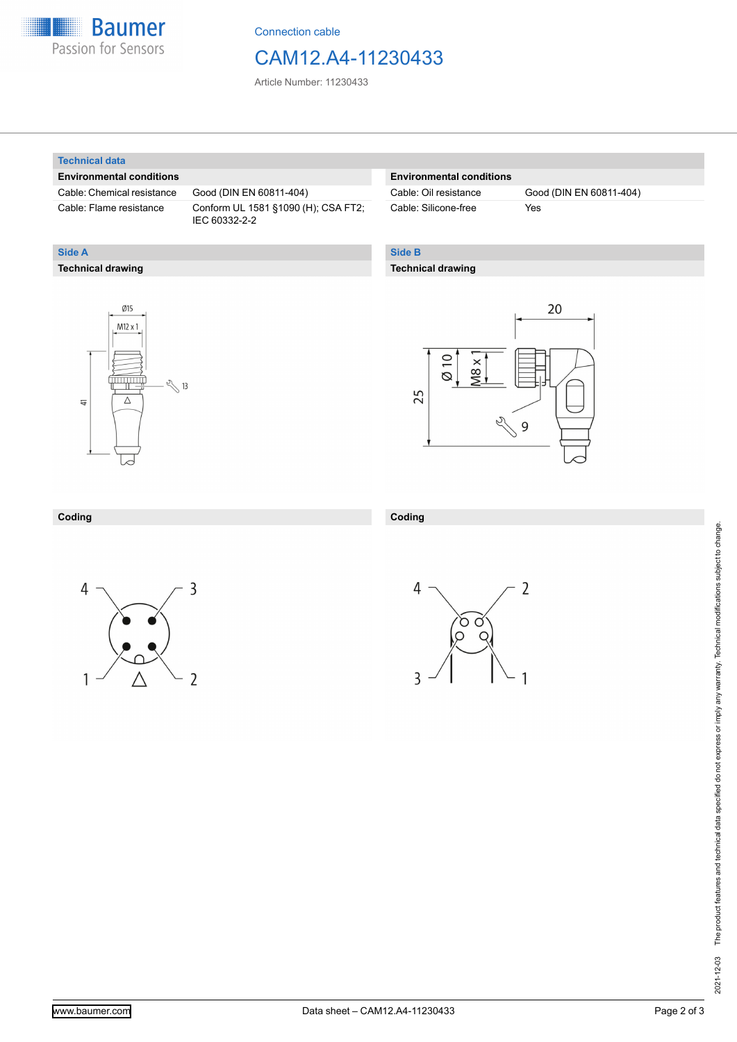Connection cable

# CAM12.A4-11230433

Article Number: 11230433

## Technical data

| Environmental conditions | |
|---|---|
| Cable: Chemical resistance | Good (DIN EN 60811-404) |
| Cable: Flame resistance | Conform UL 1581 §1090 (H); CSA FT2; IEC 60332-2-2 |

| Environmental conditions | |
|---|---|
| Cable: Oil resistance | Good (DIN EN 60811-404) |
| Cable: Silicone-free | Yes |

## Side A

### Technical drawing

Ø15

M12 x 1

13

41

### Coding

4 3

1 2

## Side B

### Technical drawing

20

Ø 10

M8 x 1

25

9

### Coding

4 2

3 1

The product features and technical data specified do not express or imply any warranty. Technical modifications subject to change.

2021-12-03

www.baumer.com

Data sheet – CAM12.A4-11230433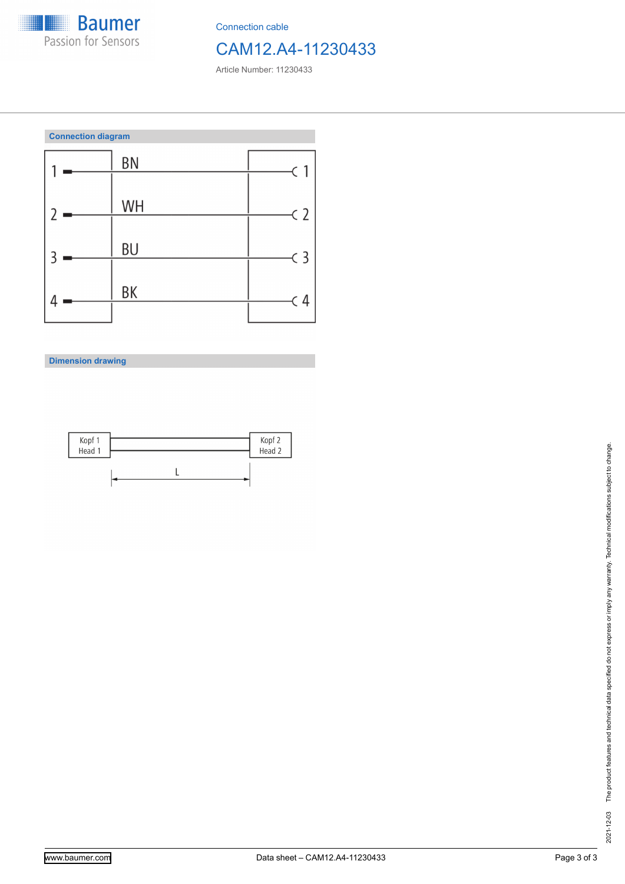Connection cable

# CAM12.A4-11230433

Article Number: 11230433

## Connection diagram

1 BN 1
2 WH 2
3 BU 3
4 BK 4

## Dimension drawing

Kopf 1
Head 1

Kopf 2
Head 2

L

2021-12-03 The product features and technical data specified do not express or imply any warranty. Technical modifications subject to change.